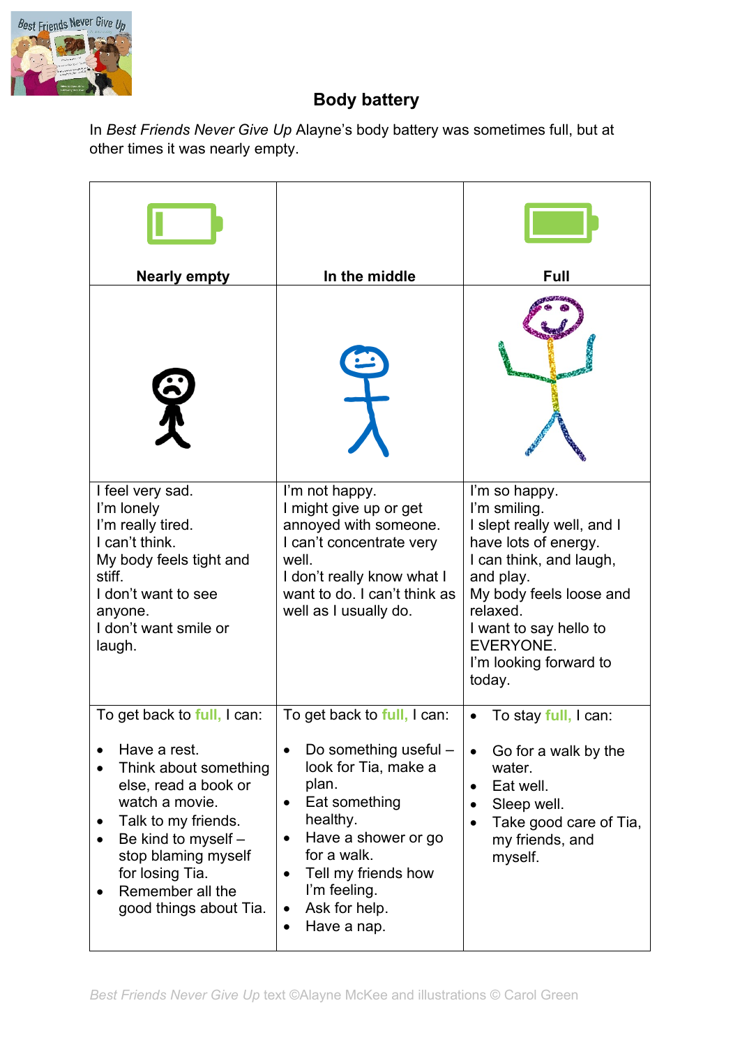# Body battery

In *Best Friends Never Give Up* Alayne's body battery was sometimes full, but at other times it was nearly empty.

| Nearly empty | In the middle | Full |
|---|---|---|
| | | |
| I feel very sad.<br>I'm lonely<br>I'm really tired.<br>I can't think.<br>My body feels tight and stiff.<br>I don't want to see anyone.<br>I don't want smile or laugh. | I'm not happy.<br>I might give up or get annoyed with someone.<br>I can't concentrate very well.<br>I don't really know what I want to do. I can't think as well as I usually do. | I'm so happy.<br>I'm smiling.<br>I slept really well, and I have lots of energy.<br>I can think, and laugh, and play.<br>My body feels loose and relaxed.<br>I want to say hello to EVERYONE.<br>I'm looking forward to today. |
| To get back to **full,** I can:<br><br>• Have a rest.<br>• Think about something else, read a book or watch a movie.<br>• Talk to my friends.<br>• Be kind to myself – stop blaming myself for losing Tia.<br>• Remember all the good things about Tia. | To get back to **full,** I can:<br><br>• Do something useful – look for Tia, make a plan.<br>• Eat something healthy.<br>• Have a shower or go for a walk.<br>• Tell my friends how I'm feeling.<br>• Ask for help.<br>• Have a nap. | • To stay **full,** I can:<br><br>• Go for a walk by the water.<br>• Eat well.<br>• Sleep well.<br>• Take good care of Tia, my friends, and myself. |

*Best Friends Never Give Up* text ©Alayne McKee and illustrations © Carol Green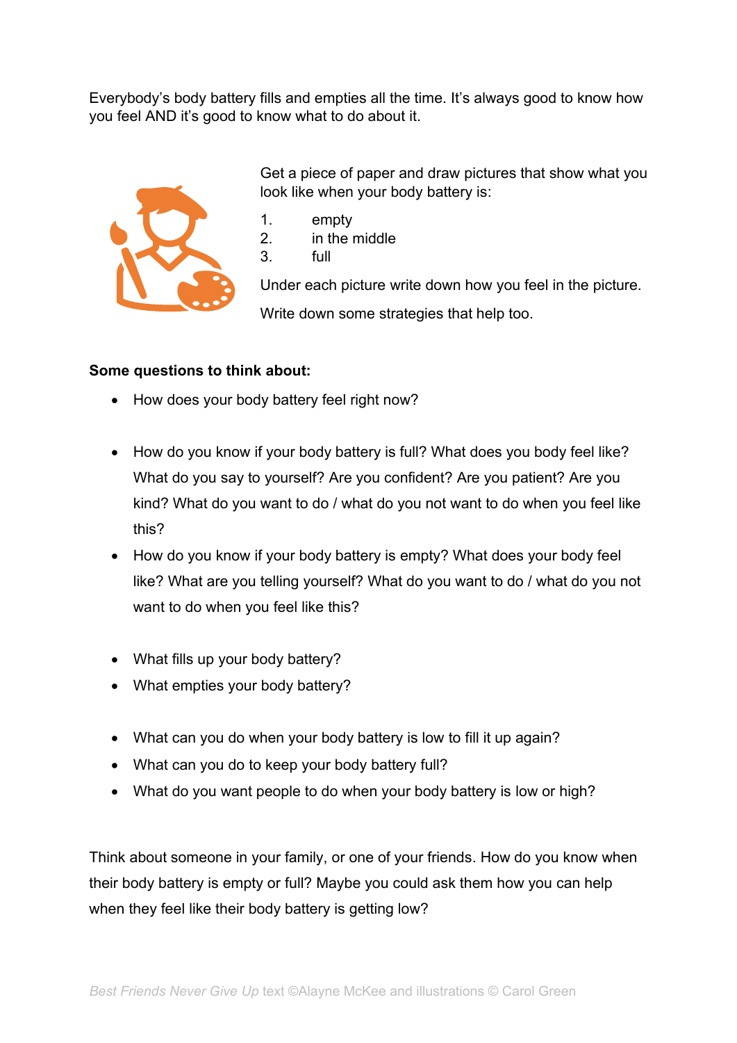Everybody's body battery fills and empties all the time. It's always good to know how you feel AND it's good to know what to do about it.

Get a piece of paper and draw pictures that show what you look like when your body battery is:

1. empty
2. in the middle
3. full

Under each picture write down how you feel in the picture.

Write down some strategies that help too.

**Some questions to think about:**

- How does your body battery feel right now?
- How do you know if your body battery is full? What does you body feel like? What do you say to yourself? Are you confident? Are you patient? Are you kind? What do you want to do / what do you not want to do when you feel like this?
- How do you know if your body battery is empty? What does your body feel like? What are you telling yourself? What do you want to do / what do you not want to do when you feel like this?
- What fills up your body battery?
- What empties your body battery?
- What can you do when your body battery is low to fill it up again?
- What can you do to keep your body battery full?
- What do you want people to do when your body battery is low or high?

Think about someone in your family, or one of your friends. How do you know when their body battery is empty or full? Maybe you could ask them how you can help when they feel like their body battery is getting low?

*Best Friends Never Give Up* text ©Alayne McKee and illustrations © Carol Green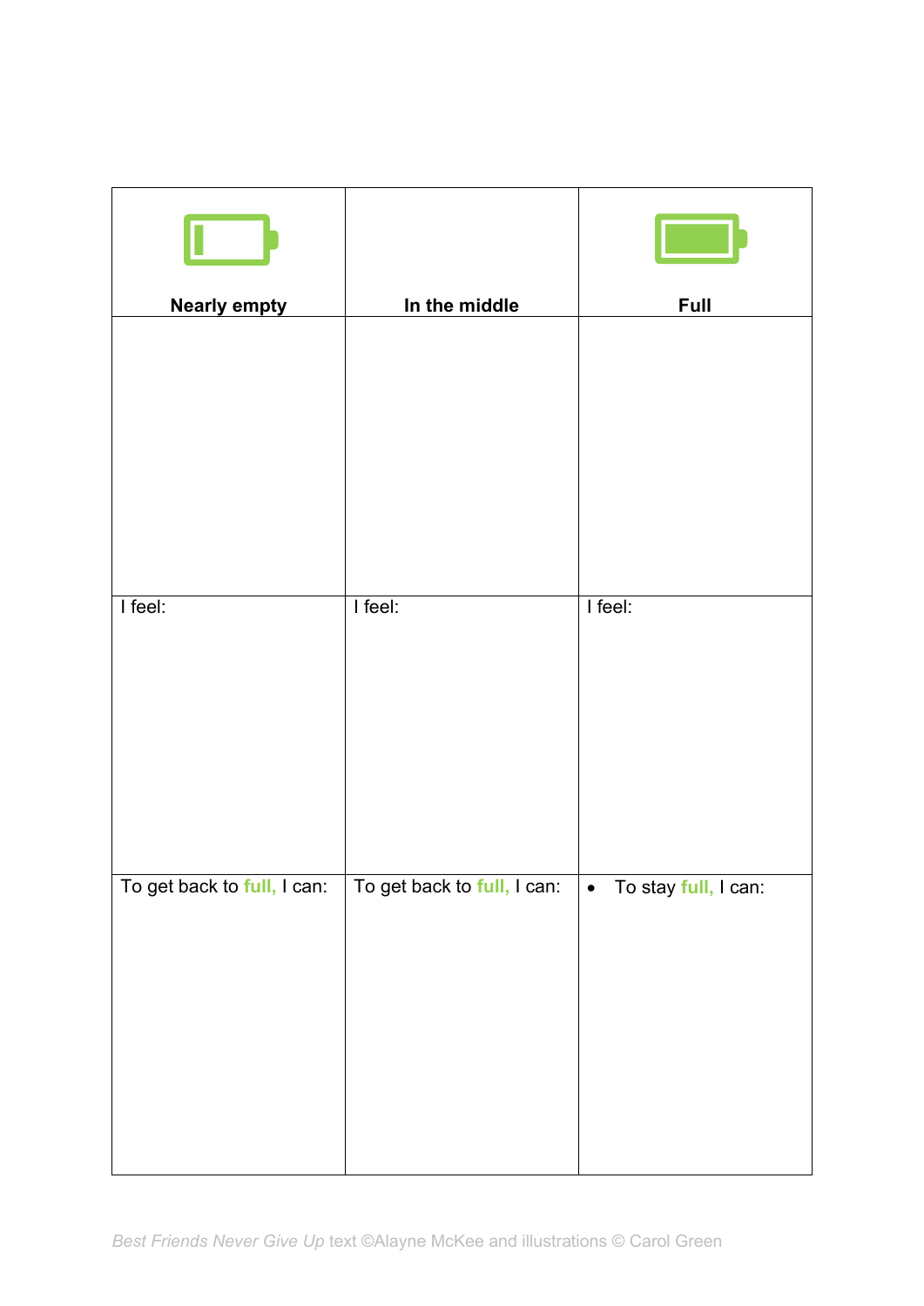| Nearly empty | In the middle | Full |
|---|---|---|
| | | |
| I feel: | I feel: | I feel: |
| To get back to **full,** I can: | To get back to **full,** I can: | • To stay **full,** I can: |